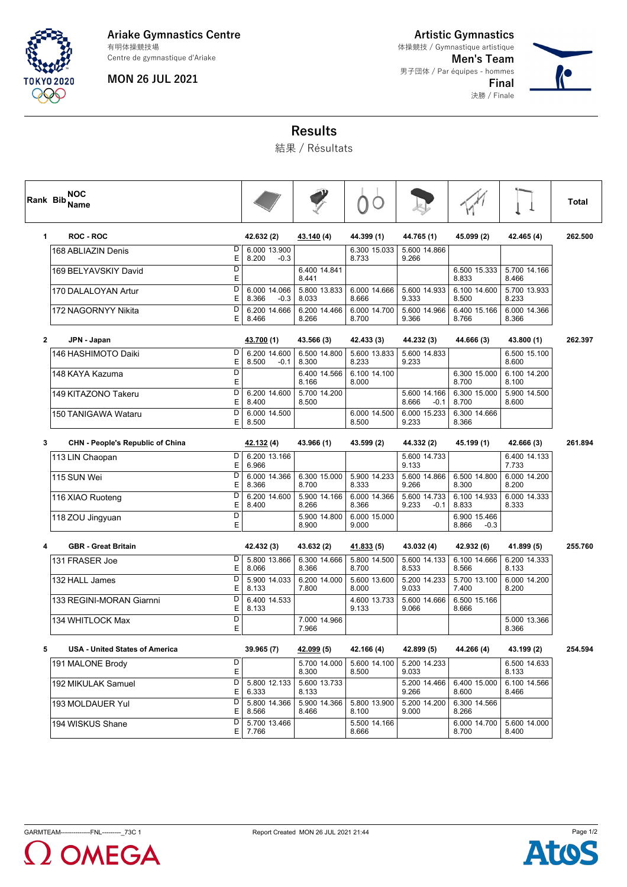**Ariake Gymnastics Centre**
有明体操競技場
Centre de gymnastique d'Ariake

**MON 26 JUL 2021**

**Artistic Gymnastics**
体操競技 / Gymnastique artistique
**Men's Team**
男子団体 / Par équipes - hommes
**Final**
決勝 / Finale

## Results
結果 / Résultats

| Rank | Bib | NOC / Name | | Floor Exercise | Pommel Horse | Rings | Vault | Parallel Bars | Horizontal Bar | Total |
|---|---|---|---|---|---|---|---|---|---|---|
| **1** | | **ROC - ROC** | | **42.632 (2)** | **43.140 (4)** | **44.399 (1)** | **44.765 (1)** | **45.099 (2)** | **42.465 (4)** | **262.500** |
| | 168 | ABLIAZIN Denis | D | 6.000 13.900 | | 6.300 15.033 | 5.600 14.866 | | | |
| | | | E | 8.200 -0.3 | | 8.733 | 9.266 | | | |
| | 169 | BELYAVSKIY David | D | | 6.400 14.841 | | | 6.500 15.333 | 5.700 14.166 | |
| | | | E | | 8.441 | | | 8.833 | 8.466 | |
| | 170 | DALALOYAN Artur | D | 6.000 14.066 | 5.800 13.833 | 6.000 14.666 | 5.600 14.933 | 6.100 14.600 | 5.700 13.933 | |
| | | | E | 8.366 -0.3 | 8.033 | 8.666 | 9.333 | 8.500 | 8.233 | |
| | 172 | NAGORNYY Nikita | D | 6.200 14.666 | 6.200 14.466 | 6.000 14.700 | 5.600 14.966 | 6.400 15.166 | 6.000 14.366 | |
| | | | E | 8.466 | 8.266 | 8.700 | 9.366 | 8.766 | 8.366 | |
| **2** | | **JPN - Japan** | | **43.700 (1)** | **43.566 (3)** | **42.433 (3)** | **44.232 (3)** | **44.666 (3)** | **43.800 (1)** | **262.397** |
| | 146 | HASHIMOTO Daiki | D | 6.200 14.600 | 6.500 14.800 | 5.600 13.833 | 5.600 14.833 | | 6.500 15.100 | |
| | | | E | 8.500 -0.1 | 8.300 | 8.233 | 9.233 | | 8.600 | |
| | 148 | KAYA Kazuma | D | | 6.400 14.566 | 6.100 14.100 | | 6.300 15.000 | 6.100 14.200 | |
| | | | E | | 8.166 | 8.000 | | 8.700 | 8.100 | |
| | 149 | KITAZONO Takeru | D | 6.200 14.600 | 5.700 14.200 | | 5.600 14.166 | 6.300 15.000 | 5.900 14.500 | |
| | | | E | 8.400 | 8.500 | | 8.666 -0.1 | 8.700 | 8.600 | |
| | 150 | TANIGAWA Wataru | D | 6.000 14.500 | | 6.000 14.500 | 6.000 15.233 | 6.300 14.666 | | |
| | | | E | 8.500 | | 8.500 | 9.233 | 8.366 | | |
| **3** | | **CHN - People's Republic of China** | | **42.132 (4)** | **43.966 (1)** | **43.599 (2)** | **44.332 (2)** | **45.199 (1)** | **42.666 (3)** | **261.894** |
| | 113 | LIN Chaopan | D | 6.200 13.166 | | | 5.600 14.733 | | 6.400 14.133 | |
| | | | E | 6.966 | | | 9.133 | | 7.733 | |
| | 115 | SUN Wei | D | 6.000 14.366 | 6.300 15.000 | 5.900 14.233 | 5.600 14.866 | 6.500 14.800 | 6.000 14.200 | |
| | | | E | 8.366 | 8.700 | 8.333 | 9.266 | 8.300 | 8.200 | |
| | 116 | XIAO Ruoteng | D | 6.200 14.600 | 5.900 14.166 | 6.000 14.366 | 5.600 14.733 | 6.100 14.933 | 6.000 14.333 | |
| | | | E | 8.400 | 8.266 | 8.366 | 9.233 -0.1 | 8.833 | 8.333 | |
| | 118 | ZOU Jingyuan | D | | 5.900 14.800 | 6.000 15.000 | | 6.900 15.466 | | |
| | | | E | | 8.900 | 9.000 | | 8.866 -0.3 | | |
| **4** | | **GBR - Great Britain** | | **42.432 (3)** | **43.632 (2)** | **41.833 (5)** | **43.032 (4)** | **42.932 (6)** | **41.899 (5)** | **255.760** |
| | 131 | FRASER Joe | D | 5.800 13.866 | 6.300 14.666 | 5.800 14.500 | 5.600 14.133 | 6.100 14.666 | 6.200 14.333 | |
| | | | E | 8.066 | 8.366 | 8.700 | 8.533 | 8.566 | 8.133 | |
| | 132 | HALL James | D | 5.900 14.033 | 6.200 14.000 | 5.600 13.600 | 5.200 14.233 | 5.700 13.100 | 6.000 14.200 | |
| | | | E | 8.133 | 7.800 | 8.000 | 9.033 | 7.400 | 8.200 | |
| | 133 | REGINI-MORAN Giarnni | D | 6.400 14.533 | | 4.600 13.733 | 5.600 14.666 | 6.500 15.166 | | |
| | | | E | 8.133 | | 9.133 | 9.066 | 8.666 | | |
| | 134 | WHITLOCK Max | D | | 7.000 14.966 | | | | 5.000 13.366 | |
| | | | E | | 7.966 | | | | 8.366 | |
| **5** | | **USA - United States of America** | | **39.965 (7)** | **42.099 (5)** | **42.166 (4)** | **42.899 (5)** | **44.266 (4)** | **43.199 (2)** | **254.594** |
| | 191 | MALONE Brody | D | | 5.700 14.000 | 5.600 14.100 | 5.200 14.233 | | 6.500 14.633 | |
| | | | E | | 8.300 | 8.500 | 9.033 | | 8.133 | |
| | 192 | MIKULAK Samuel | D | 5.800 12.133 | 5.600 13.733 | | 5.200 14.466 | 6.400 15.000 | 6.100 14.566 | |
| | | | E | 6.333 | 8.133 | | 9.266 | 8.600 | 8.466 | |
| | 193 | MOLDAUER Yul | D | 5.800 14.366 | 5.900 14.366 | 5.800 13.900 | 5.200 14.200 | 6.300 14.566 | | |
| | | | E | 8.566 | 8.466 | 8.100 | 9.000 | 8.266 | | |
| | 194 | WISKUS Shane | D | 5.700 13.466 | | 5.500 14.166 | | 6.000 14.700 | 5.600 14.000 | |
| | | | E | 7.766 | | 8.666 | | 8.700 | 8.400 | |

GARMTEAM--------------FNL---------_73C 1    Report Created MON 26 JUL 2021 21:44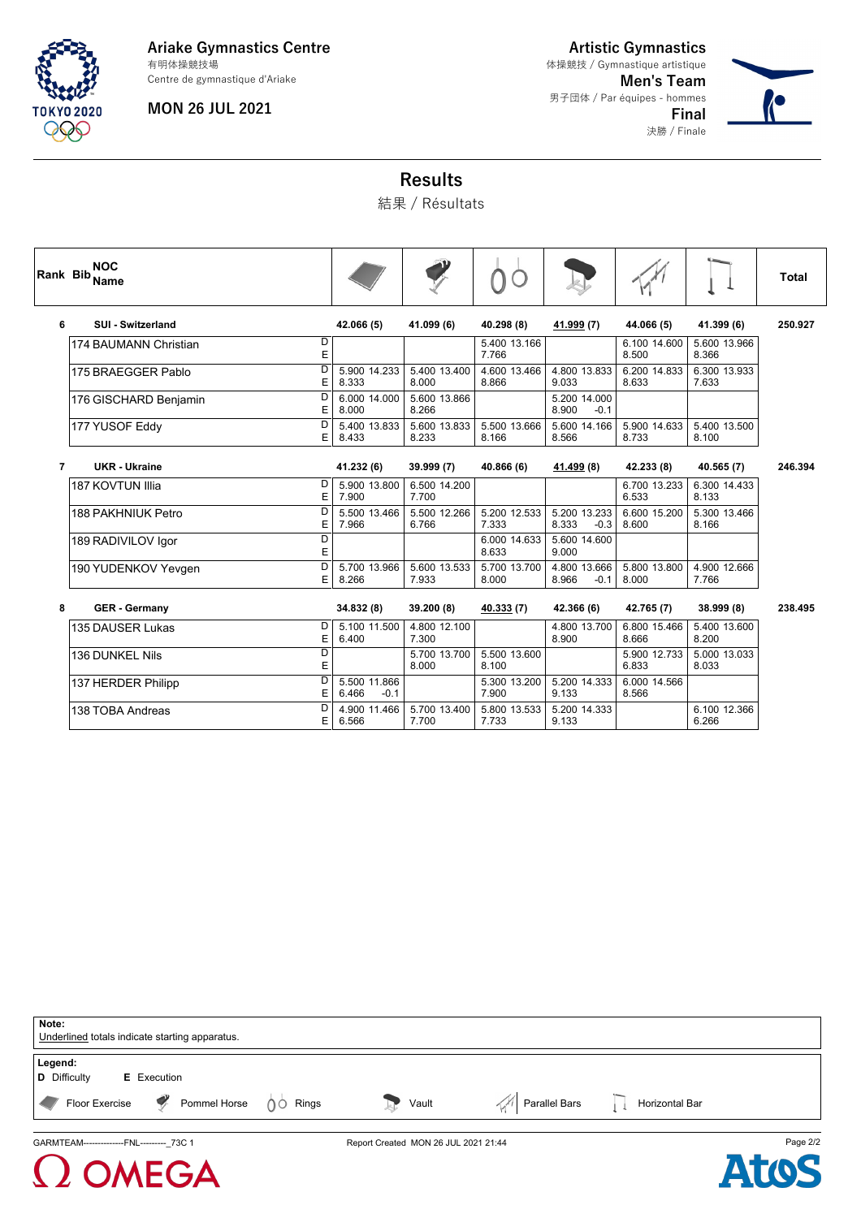# Results

結果 / Résultats

| Rank | Bib | NOC Name | | Floor Exercise | Pommel Horse | Rings | Vault | Parallel Bars | Horizontal Bar | Total |
|---|---|---|---|---|---|---|---|---|---|---|
| 6 | | **SUI - Switzerland** | | **42.066 (5)** | **41.099 (6)** | **40.298 (8)** | **41.999 (7)** | **44.066 (5)** | **41.399 (6)** | **250.927** |
| | 174 | BAUMANN Christian | D | | | 5.400 13.166 | | 6.100 14.600 | 5.600 13.966 | |
| | | | E | | | 7.766 | | 8.500 | 8.366 | |
| | 175 | BRAEGGER Pablo | D | 5.900 14.233 | 5.400 13.400 | 4.600 13.466 | 4.800 13.833 | 6.200 14.833 | 6.300 13.933 | |
| | | | E | 8.333 | 8.000 | 8.866 | 9.033 | 8.633 | 7.633 | |
| | 176 | GISCHARD Benjamin | D | 6.000 14.000 | 5.600 13.866 | | 5.200 14.000 | | | |
| | | | E | 8.000 | 8.266 | | 8.900 -0.1 | | | |
| | 177 | YUSOF Eddy | D | 5.400 13.833 | 5.600 13.833 | 5.500 13.666 | 5.600 14.166 | 5.900 14.633 | 5.400 13.500 | |
| | | | E | 8.433 | 8.233 | 8.166 | 8.566 | 8.733 | 8.100 | |
| 7 | | **UKR - Ukraine** | | **41.232 (6)** | **39.999 (7)** | **40.866 (6)** | **41.499 (8)** | **42.233 (8)** | **40.565 (7)** | **246.394** |
| | 187 | KOVTUN Illia | D | 5.900 13.800 | 6.500 14.200 | | | 6.700 13.233 | 6.300 14.433 | |
| | | | E | 7.900 | 7.700 | | | 6.533 | 8.133 | |
| | 188 | PAKHNIUK Petro | D | 5.500 13.466 | 5.500 12.266 | 5.200 12.533 | 5.200 13.233 | 6.600 15.200 | 5.300 13.466 | |
| | | | E | 7.966 | 6.766 | 7.333 | 8.333 -0.3 | 8.600 | 8.166 | |
| | 189 | RADIVILOV Igor | D | | | 6.000 14.633 | 5.600 14.600 | | | |
| | | | E | | | 8.633 | 9.000 | | | |
| | 190 | YUDENKOV Yevgen | D | 5.700 13.966 | 5.600 13.533 | 5.700 13.700 | 4.800 13.666 | 5.800 13.800 | 4.900 12.666 | |
| | | | E | 8.266 | 7.933 | 8.000 | 8.966 -0.1 | 8.000 | 7.766 | |
| 8 | | **GER - Germany** | | **34.832 (8)** | **39.200 (8)** | **40.333 (7)** | **42.366 (6)** | **42.765 (7)** | **38.999 (8)** | **238.495** |
| | 135 | DAUSER Lukas | D | 5.100 11.500 | 4.800 12.100 | | 4.800 13.700 | 6.800 15.466 | 5.400 13.600 | |
| | | | E | 6.400 | 7.300 | | 8.900 | 8.666 | 8.200 | |
| | 136 | DUNKEL Nils | D | | 5.700 13.700 | 5.500 13.600 | | 5.900 12.733 | 5.000 13.033 | |
| | | | E | | 8.000 | 8.100 | | 6.833 | 8.033 | |
| | 137 | HERDER Philipp | D | 5.500 11.866 | | 5.300 13.200 | 5.200 14.333 | 6.000 14.566 | | |
| | | | E | 6.466 -0.1 | | 7.900 | 9.133 | 8.566 | | |
| | 138 | TOBA Andreas | D | 4.900 11.466 | 5.700 13.400 | 5.800 13.533 | 5.200 14.333 | | 6.100 12.366 | |
| | | | E | 6.566 | 7.700 | 7.733 | 9.133 | | 6.266 | |

Note: Underlined totals indicate starting apparatus. (SUI: 41.999 Vault; UKR: 41.499 Vault; GER: 40.333 Rings)

**Legend:**
**D** Difficulty **E** Execution

Floor Exercise, Pommel Horse, Rings, Vault, Parallel Bars, Horizontal Bar

GARMTEAM--------------FNL---------_73C 1 Report Created MON 26 JUL 2021 21:44